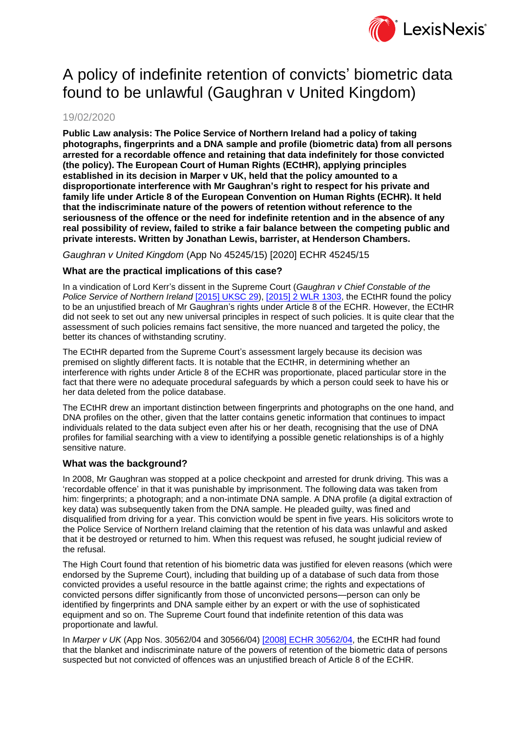# A policy of indefinite retention of convicts' biometric data found to be unlawful (Gaughran v United Kingdom)

19/02/2020

**Public Law analysis: The Police Service of Northern Ireland had a policy of taking photographs, fingerprints and a DNA sample and profile (biometric data) from all persons arrested for a recordable offence and retaining that data indefinitely for those convicted (the policy). The European Court of Human Rights (ECtHR), applying principles established in its decision in Marper v UK, held that the policy amounted to a disproportionate interference with Mr Gaughran's right to respect for his private and family life under Article 8 of the European Convention on Human Rights (ECHR). It held that the indiscriminate nature of the powers of retention without reference to the seriousness of the offence or the need for indefinite retention and in the absence of any real possibility of review, failed to strike a fair balance between the competing public and private interests. Written by Jonathan Lewis, barrister, at Henderson Chambers.**

*Gaughran v United Kingdom* (App No 45245/15) [2020] ECHR 45245/15

### What are the practical implications of this case?

In a vindication of Lord Kerr's dissent in the Supreme Court (*Gaughran v Chief Constable of the Police Service of Northern Ireland* [2015] UKSC 29), [2015] 2 WLR 1303, the ECtHR found the policy to be an unjustified breach of Mr Gaughran's rights under Article 8 of the ECHR. However, the ECtHR did not seek to set out any new universal principles in respect of such policies. It is quite clear that the assessment of such policies remains fact sensitive, the more nuanced and targeted the policy, the better its chances of withstanding scrutiny.

The ECtHR departed from the Supreme Court's assessment largely because its decision was premised on slightly different facts. It is notable that the ECtHR, in determining whether an interference with rights under Article 8 of the ECHR was proportionate, placed particular store in the fact that there were no adequate procedural safeguards by which a person could seek to have his or her data deleted from the police database.

The ECtHR drew an important distinction between fingerprints and photographs on the one hand, and DNA profiles on the other, given that the latter contains genetic information that continues to impact individuals related to the data subject even after his or her death, recognising that the use of DNA profiles for familial searching with a view to identifying a possible genetic relationships is of a highly sensitive nature.

### What was the background?

In 2008, Mr Gaughran was stopped at a police checkpoint and arrested for drunk driving. This was a 'recordable offence' in that it was punishable by imprisonment. The following data was taken from him: fingerprints; a photograph; and a non-intimate DNA sample. A DNA profile (a digital extraction of key data) was subsequently taken from the DNA sample. He pleaded guilty, was fined and disqualified from driving for a year. This conviction would be spent in five years. His solicitors wrote to the Police Service of Northern Ireland claiming that the retention of his data was unlawful and asked that it be destroyed or returned to him. When this request was refused, he sought judicial review of the refusal.

The High Court found that retention of his biometric data was justified for eleven reasons (which were endorsed by the Supreme Court), including that building up of a database of such data from those convicted provides a useful resource in the battle against crime; the rights and expectations of convicted persons differ significantly from those of unconvicted persons—person can only be identified by fingerprints and DNA sample either by an expert or with the use of sophisticated equipment and so on. The Supreme Court found that indefinite retention of this data was proportionate and lawful.

In *Marper v UK* (App Nos. 30562/04 and 30566/04) [2008] ECHR 30562/04, the ECtHR had found that the blanket and indiscriminate nature of the powers of retention of the biometric data of persons suspected but not convicted of offences was an unjustified breach of Article 8 of the ECHR.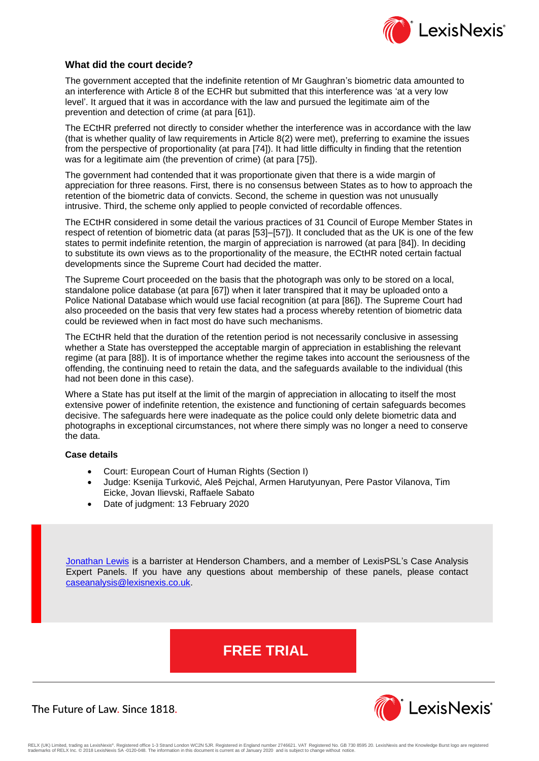### What did the court decide?

The government accepted that the indefinite retention of Mr Gaughran's biometric data amounted to an interference with Article 8 of the ECHR but submitted that this interference was 'at a very low level'. It argued that it was in accordance with the law and pursued the legitimate aim of the prevention and detection of crime (at para [61]).

The ECtHR preferred not directly to consider whether the interference was in accordance with the law (that is whether quality of law requirements in Article 8(2) were met), preferring to examine the issues from the perspective of proportionality (at para [74]). It had little difficulty in finding that the retention was for a legitimate aim (the prevention of crime) (at para [75]).

The government had contended that it was proportionate given that there is a wide margin of appreciation for three reasons. First, there is no consensus between States as to how to approach the retention of the biometric data of convicts. Second, the scheme in question was not unusually intrusive. Third, the scheme only applied to people convicted of recordable offences.

The ECtHR considered in some detail the various practices of 31 Council of Europe Member States in respect of retention of biometric data (at paras [53]–[57]). It concluded that as the UK is one of the few states to permit indefinite retention, the margin of appreciation is narrowed (at para [84]). In deciding to substitute its own views as to the proportionality of the measure, the ECtHR noted certain factual developments since the Supreme Court had decided the matter.

The Supreme Court proceeded on the basis that the photograph was only to be stored on a local, standalone police database (at para [67]) when it later transpired that it may be uploaded onto a Police National Database which would use facial recognition (at para [86]). The Supreme Court had also proceeded on the basis that very few states had a process whereby retention of biometric data could be reviewed when in fact most do have such mechanisms.

The ECtHR held that the duration of the retention period is not necessarily conclusive in assessing whether a State has overstepped the acceptable margin of appreciation in establishing the relevant regime (at para [88]). It is of importance whether the regime takes into account the seriousness of the offending, the continuing need to retain the data, and the safeguards available to the individual (this had not been done in this case).

Where a State has put itself at the limit of the margin of appreciation in allocating to itself the most extensive power of indefinite retention, the existence and functioning of certain safeguards becomes decisive. The safeguards here were inadequate as the police could only delete biometric data and photographs in exceptional circumstances, not where there simply was no longer a need to conserve the data.

**Case details**

- Court: European Court of Human Rights (Section I)
- Judge: Ksenija Turković, Aleš Pejchal, Armen Harutyunyan, Pere Pastor Vilanova, Tim Eicke, Jovan Ilievski, Raffaele Sabato
- Date of judgment: 13 February 2020

Jonathan Lewis is a barrister at Henderson Chambers, and a member of LexisPSL's Case Analysis Expert Panels. If you have any questions about membership of these panels, please contact caseanalysis@lexisnexis.co.uk.

**FREE TRIAL**

The Future of Law. Since 1818.

RELX (UK) Limited, trading as LexisNexis®. Registered office 1-3 Strand London WC2N 5JR. Registered in England number 2746621. VAT Registered No. GB 730 8595 20. LexisNexis and the Knowledge Burst logo are registered trademarks of RELX Inc. © 2018 LexisNexis SA -0120-048. The information in this document is current as of January 2020 and is subject to change without notice.